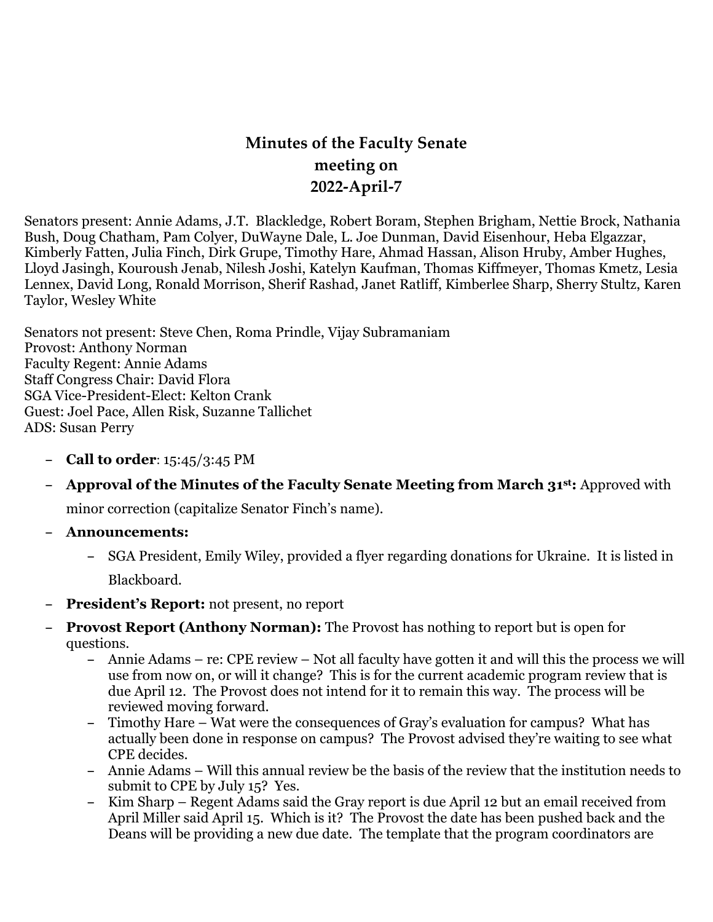# Minutes of the Faculty Senate meeting on 2022-April-7

Senators present: Annie Adams, J.T. Blackledge, Robert Boram, Stephen Brigham, Nettie Brock, Nathania Bush, Doug Chatham, Pam Colyer, DuWayne Dale, L. Joe Dunman, David Eisenhour, Heba Elgazzar, Kimberly Fatten, Julia Finch, Dirk Grupe, Timothy Hare, Ahmad Hassan, Alison Hruby, Amber Hughes, Lloyd Jasingh, Kouroush Jenab, Nilesh Joshi, Katelyn Kaufman, Thomas Kiffmeyer, Thomas Kmetz, Lesia Lennex, David Long, Ronald Morrison, Sherif Rashad, Janet Ratliff, Kimberlee Sharp, Sherry Stultz, Karen Taylor, Wesley White

Senators not present: Steve Chen, Roma Prindle, Vijay Subramaniam
Provost: Anthony Norman
Faculty Regent: Annie Adams
Staff Congress Chair: David Flora
SGA Vice-President-Elect: Kelton Crank
Guest: Joel Pace, Allen Risk, Suzanne Tallichet
ADS: Susan Perry

- **Call to order**: 15:45/3:45 PM
- **Approval of the Minutes of the Faculty Senate Meeting from March 31st:** Approved with minor correction (capitalize Senator Finch's name).
- **Announcements:**
  - SGA President, Emily Wiley, provided a flyer regarding donations for Ukraine. It is listed in Blackboard.
- **President's Report:** not present, no report
- **Provost Report (Anthony Norman):** The Provost has nothing to report but is open for questions.
  - Annie Adams – re: CPE review – Not all faculty have gotten it and will this the process we will use from now on, or will it change? This is for the current academic program review that is due April 12. The Provost does not intend for it to remain this way. The process will be reviewed moving forward.
  - Timothy Hare – Wat were the consequences of Gray's evaluation for campus? What has actually been done in response on campus? The Provost advised they're waiting to see what CPE decides.
  - Annie Adams – Will this annual review be the basis of the review that the institution needs to submit to CPE by July 15? Yes.
  - Kim Sharp – Regent Adams said the Gray report is due April 12 but an email received from April Miller said April 15. Which is it? The Provost the date has been pushed back and the Deans will be providing a new due date. The template that the program coordinators are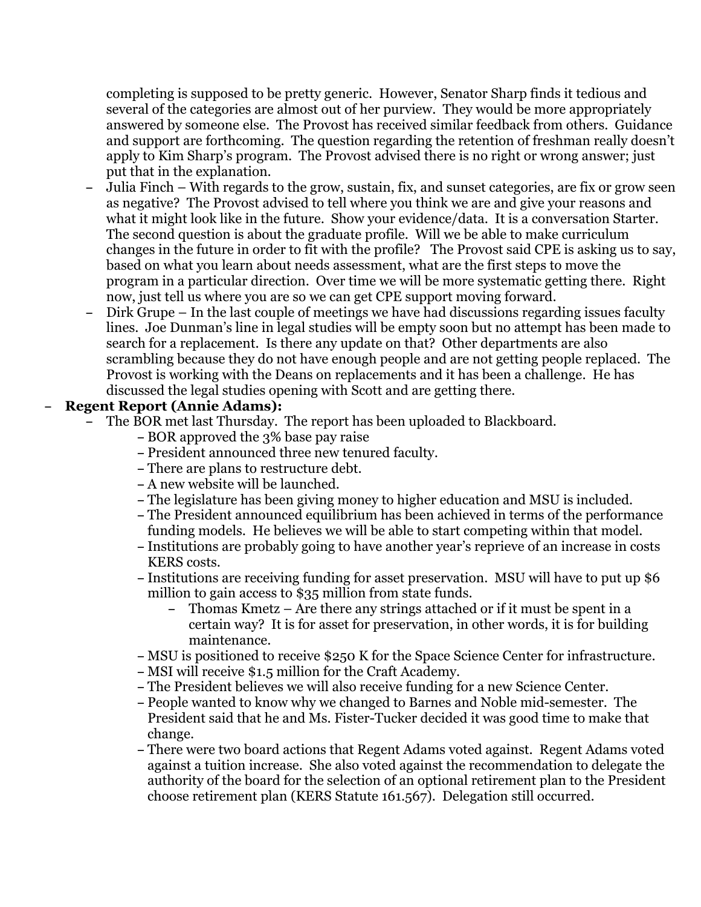completing is supposed to be pretty generic. However, Senator Sharp finds it tedious and several of the categories are almost out of her purview. They would be more appropriately answered by someone else. The Provost has received similar feedback from others. Guidance and support are forthcoming. The question regarding the retention of freshman really doesn't apply to Kim Sharp's program. The Provost advised there is no right or wrong answer; just put that in the explanation.

- Julia Finch – With regards to the grow, sustain, fix, and sunset categories, are fix or grow seen as negative? The Provost advised to tell where you think we are and give your reasons and what it might look like in the future. Show your evidence/data. It is a conversation Starter. The second question is about the graduate profile. Will we be able to make curriculum changes in the future in order to fit with the profile? The Provost said CPE is asking us to say, based on what you learn about needs assessment, what are the first steps to move the program in a particular direction. Over time we will be more systematic getting there. Right now, just tell us where you are so we can get CPE support moving forward.
- Dirk Grupe – In the last couple of meetings we have had discussions regarding issues faculty lines. Joe Dunman's line in legal studies will be empty soon but no attempt has been made to search for a replacement. Is there any update on that? Other departments are also scrambling because they do not have enough people and are not getting people replaced. The Provost is working with the Deans on replacements and it has been a challenge. He has discussed the legal studies opening with Scott and are getting there.

- **Regent Report (Annie Adams):**
  - The BOR met last Thursday. The report has been uploaded to Blackboard.
    - BOR approved the 3% base pay raise
    - President announced three new tenured faculty.
    - There are plans to restructure debt.
    - A new website will be launched.
    - The legislature has been giving money to higher education and MSU is included.
    - The President announced equilibrium has been achieved in terms of the performance funding models. He believes we will be able to start competing within that model.
    - Institutions are probably going to have another year's reprieve of an increase in costs KERS costs.
    - Institutions are receiving funding for asset preservation. MSU will have to put up $6 million to gain access to $35 million from state funds.
      - Thomas Kmetz – Are there any strings attached or if it must be spent in a certain way? It is for asset for preservation, in other words, it is for building maintenance.
    - MSU is positioned to receive $250 K for the Space Science Center for infrastructure.
    - MSI will receive $1.5 million for the Craft Academy.
    - The President believes we will also receive funding for a new Science Center.
    - People wanted to know why we changed to Barnes and Noble mid-semester. The President said that he and Ms. Fister-Tucker decided it was good time to make that change.
    - There were two board actions that Regent Adams voted against. Regent Adams voted against a tuition increase. She also voted against the recommendation to delegate the authority of the board for the selection of an optional retirement plan to the President choose retirement plan (KERS Statute 161.567). Delegation still occurred.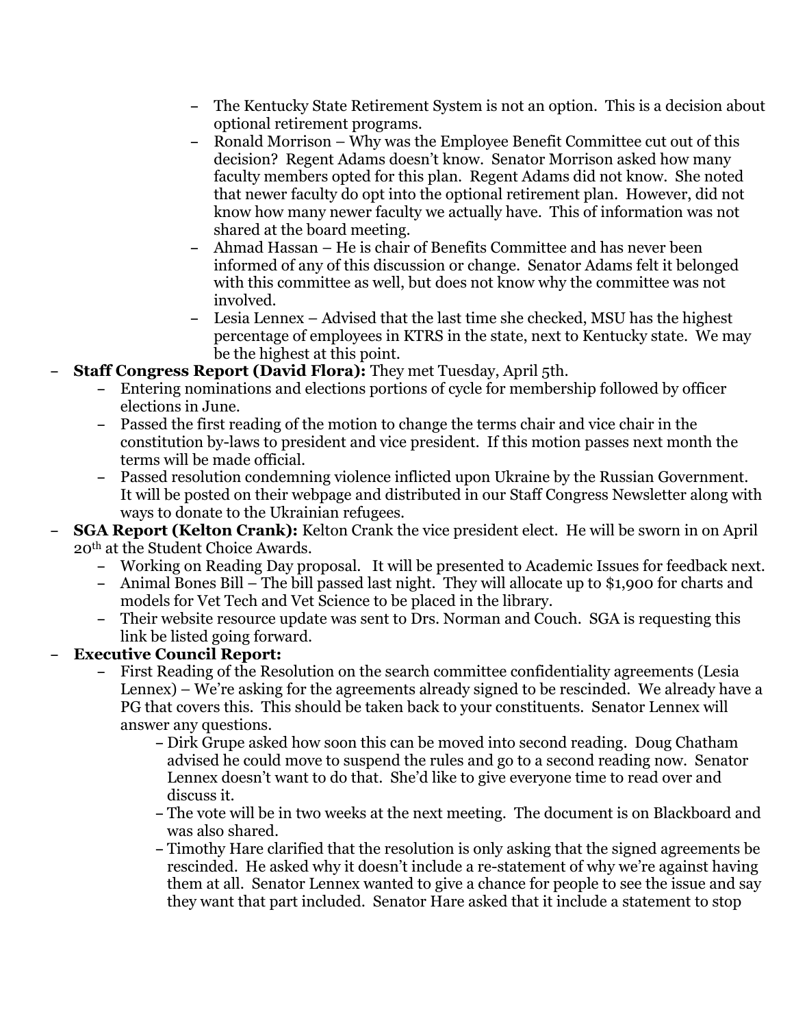- The Kentucky State Retirement System is not an option. This is a decision about optional retirement programs.
        - Ronald Morrison – Why was the Employee Benefit Committee cut out of this decision? Regent Adams doesn't know. Senator Morrison asked how many faculty members opted for this plan. Regent Adams did not know. She noted that newer faculty do opt into the optional retirement plan. However, did not know how many newer faculty we actually have. This of information was not shared at the board meeting.
        - Ahmad Hassan – He is chair of Benefits Committee and has never been informed of any of this discussion or change. Senator Adams felt it belonged with this committee as well, but does not know why the committee was not involved.
        - Lesia Lennex – Advised that the last time she checked, MSU has the highest percentage of employees in KTRS in the state, next to Kentucky state. We may be the highest at this point.
- **Staff Congress Report (David Flora):** They met Tuesday, April 5th.
    - Entering nominations and elections portions of cycle for membership followed by officer elections in June.
    - Passed the first reading of the motion to change the terms chair and vice chair in the constitution by-laws to president and vice president. If this motion passes next month the terms will be made official.
    - Passed resolution condemning violence inflicted upon Ukraine by the Russian Government. It will be posted on their webpage and distributed in our Staff Congress Newsletter along with ways to donate to the Ukrainian refugees.
- **SGA Report (Kelton Crank):** Kelton Crank the vice president elect. He will be sworn in on April 20th at the Student Choice Awards.
    - Working on Reading Day proposal. It will be presented to Academic Issues for feedback next.
    - Animal Bones Bill – The bill passed last night. They will allocate up to $1,900 for charts and models for Vet Tech and Vet Science to be placed in the library.
    - Their website resource update was sent to Drs. Norman and Couch. SGA is requesting this link be listed going forward.
- **Executive Council Report:**
    - First Reading of the Resolution on the search committee confidentiality agreements (Lesia Lennex) – We're asking for the agreements already signed to be rescinded. We already have a PG that covers this. This should be taken back to your constituents. Senator Lennex will answer any questions.
        - Dirk Grupe asked how soon this can be moved into second reading. Doug Chatham advised he could move to suspend the rules and go to a second reading now. Senator Lennex doesn't want to do that. She'd like to give everyone time to read over and discuss it.
        - The vote will be in two weeks at the next meeting. The document is on Blackboard and was also shared.
        - Timothy Hare clarified that the resolution is only asking that the signed agreements be rescinded. He asked why it doesn't include a re-statement of why we're against having them at all. Senator Lennex wanted to give a chance for people to see the issue and say they want that part included. Senator Hare asked that it include a statement to stop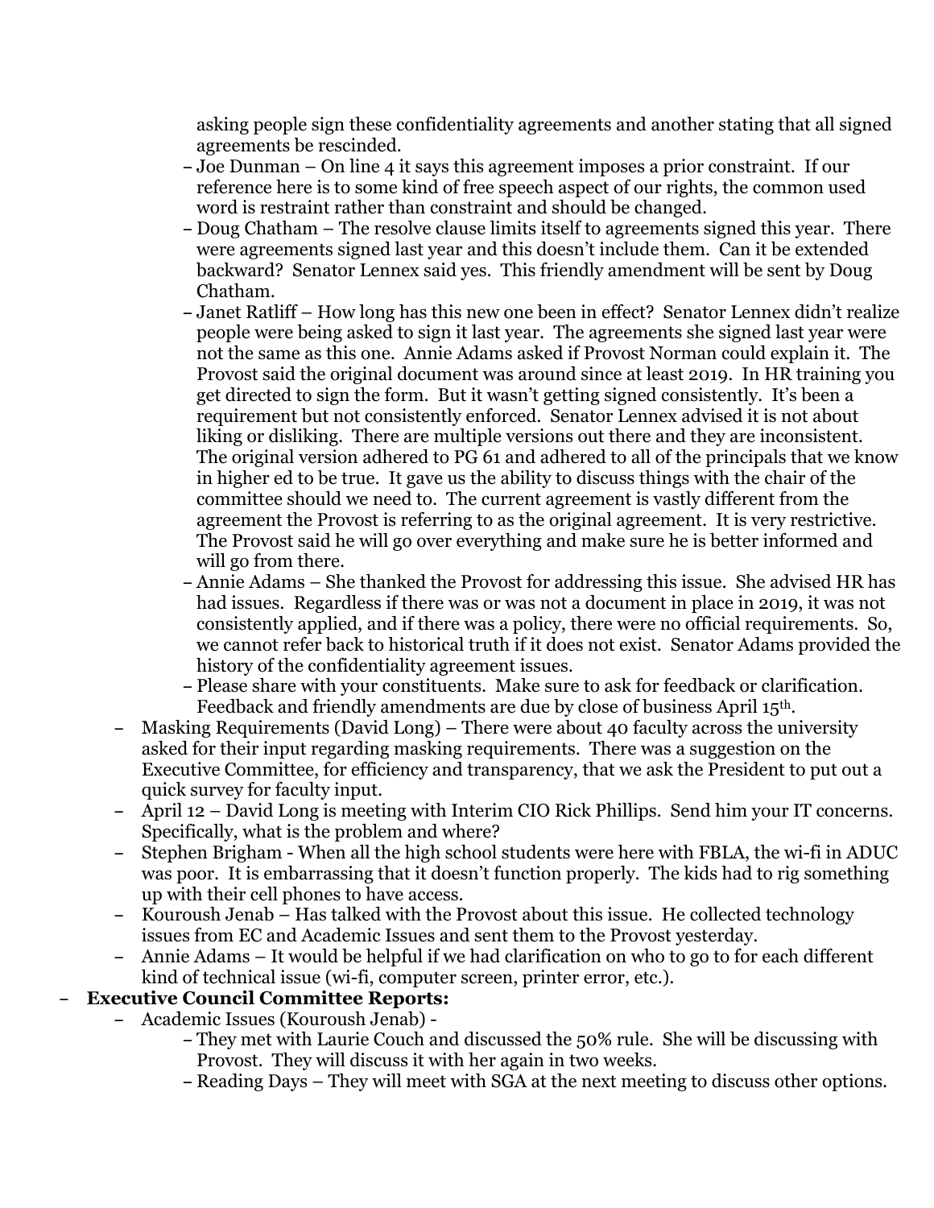asking people sign these confidentiality agreements and another stating that all signed agreements be rescinded.
    - Joe Dunman – On line 4 it says this agreement imposes a prior constraint. If our reference here is to some kind of free speech aspect of our rights, the common used word is restraint rather than constraint and should be changed.
    - Doug Chatham – The resolve clause limits itself to agreements signed this year. There were agreements signed last year and this doesn't include them. Can it be extended backward? Senator Lennex said yes. This friendly amendment will be sent by Doug Chatham.
    - Janet Ratliff – How long has this new one been in effect? Senator Lennex didn't realize people were being asked to sign it last year. The agreements she signed last year were not the same as this one. Annie Adams asked if Provost Norman could explain it. The Provost said the original document was around since at least 2019. In HR training you get directed to sign the form. But it wasn't getting signed consistently. It's been a requirement but not consistently enforced. Senator Lennex advised it is not about liking or disliking. There are multiple versions out there and they are inconsistent. The original version adhered to PG 61 and adhered to all of the principals that we know in higher ed to be true. It gave us the ability to discuss things with the chair of the committee should we need to. The current agreement is vastly different from the agreement the Provost is referring to as the original agreement. It is very restrictive. The Provost said he will go over everything and make sure he is better informed and will go from there.
    - Annie Adams – She thanked the Provost for addressing this issue. She advised HR has had issues. Regardless if there was or was not a document in place in 2019, it was not consistently applied, and if there was a policy, there were no official requirements. So, we cannot refer back to historical truth if it does not exist. Senator Adams provided the history of the confidentiality agreement issues.
    - Please share with your constituents. Make sure to ask for feedback or clarification. Feedback and friendly amendments are due by close of business April 15th.
  - Masking Requirements (David Long) – There were about 40 faculty across the university asked for their input regarding masking requirements. There was a suggestion on the Executive Committee, for efficiency and transparency, that we ask the President to put out a quick survey for faculty input.
  - April 12 – David Long is meeting with Interim CIO Rick Phillips. Send him your IT concerns. Specifically, what is the problem and where?
  - Stephen Brigham - When all the high school students were here with FBLA, the wi-fi in ADUC was poor. It is embarrassing that it doesn't function properly. The kids had to rig something up with their cell phones to have access.
  - Kouroush Jenab – Has talked with the Provost about this issue. He collected technology issues from EC and Academic Issues and sent them to the Provost yesterday.
  - Annie Adams – It would be helpful if we had clarification on who to go to for each different kind of technical issue (wi-fi, computer screen, printer error, etc.).
- **Executive Council Committee Reports:**
  - Academic Issues (Kouroush Jenab) -
    - They met with Laurie Couch and discussed the 50% rule. She will be discussing with Provost. They will discuss it with her again in two weeks.
    - Reading Days – They will meet with SGA at the next meeting to discuss other options.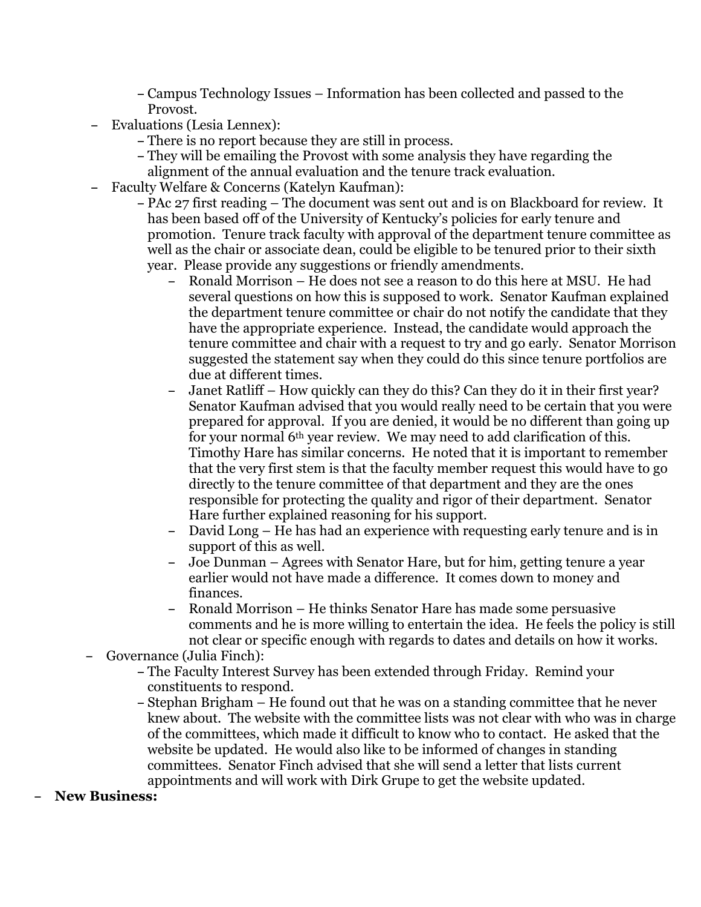- Campus Technology Issues – Information has been collected and passed to the Provost.
- Evaluations (Lesia Lennex):
  - There is no report because they are still in process.
  - They will be emailing the Provost with some analysis they have regarding the alignment of the annual evaluation and the tenure track evaluation.
- Faculty Welfare & Concerns (Katelyn Kaufman):
  - PAc 27 first reading – The document was sent out and is on Blackboard for review. It has been based off of the University of Kentucky's policies for early tenure and promotion. Tenure track faculty with approval of the department tenure committee as well as the chair or associate dean, could be eligible to be tenured prior to their sixth year. Please provide any suggestions or friendly amendments.
    - Ronald Morrison – He does not see a reason to do this here at MSU. He had several questions on how this is supposed to work. Senator Kaufman explained the department tenure committee or chair do not notify the candidate that they have the appropriate experience. Instead, the candidate would approach the tenure committee and chair with a request to try and go early. Senator Morrison suggested the statement say when they could do this since tenure portfolios are due at different times.
    - Janet Ratliff – How quickly can they do this? Can they do it in their first year? Senator Kaufman advised that you would really need to be certain that you were prepared for approval. If you are denied, it would be no different than going up for your normal 6th year review. We may need to add clarification of this. Timothy Hare has similar concerns. He noted that it is important to remember that the very first stem is that the faculty member request this would have to go directly to the tenure committee of that department and they are the ones responsible for protecting the quality and rigor of their department. Senator Hare further explained reasoning for his support.
    - David Long – He has had an experience with requesting early tenure and is in support of this as well.
    - Joe Dunman – Agrees with Senator Hare, but for him, getting tenure a year earlier would not have made a difference. It comes down to money and finances.
    - Ronald Morrison – He thinks Senator Hare has made some persuasive comments and he is more willing to entertain the idea. He feels the policy is still not clear or specific enough with regards to dates and details on how it works.
- Governance (Julia Finch):
  - The Faculty Interest Survey has been extended through Friday. Remind your constituents to respond.
  - Stephan Brigham – He found out that he was on a standing committee that he never knew about. The website with the committee lists was not clear with who was in charge of the committees, which made it difficult to know who to contact. He asked that the website be updated. He would also like to be informed of changes in standing committees. Senator Finch advised that she will send a letter that lists current appointments and will work with Dirk Grupe to get the website updated.

- **New Business:**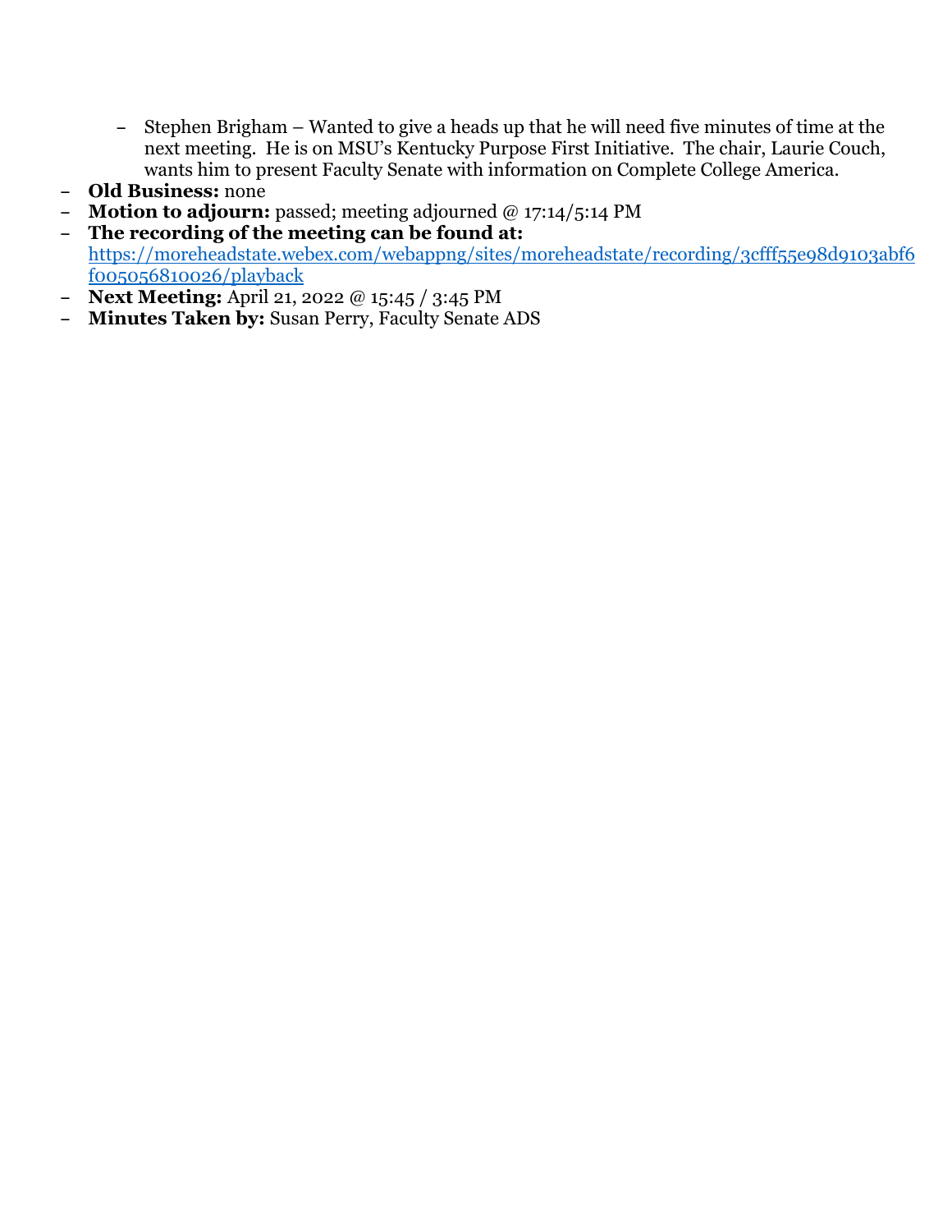- Stephen Brigham – Wanted to give a heads up that he will need five minutes of time at the next meeting. He is on MSU's Kentucky Purpose First Initiative. The chair, Laurie Couch, wants him to present Faculty Senate with information on Complete College America.
- **Old Business:** none
- **Motion to adjourn:** passed; meeting adjourned @ 17:14/5:14 PM
- **The recording of the meeting can be found at:** https://moreheadstate.webex.com/webappng/sites/moreheadstate/recording/3cfff55e98d9103abf6f005056810026/playback
- **Next Meeting:** April 21, 2022 @ 15:45 / 3:45 PM
- **Minutes Taken by:** Susan Perry, Faculty Senate ADS